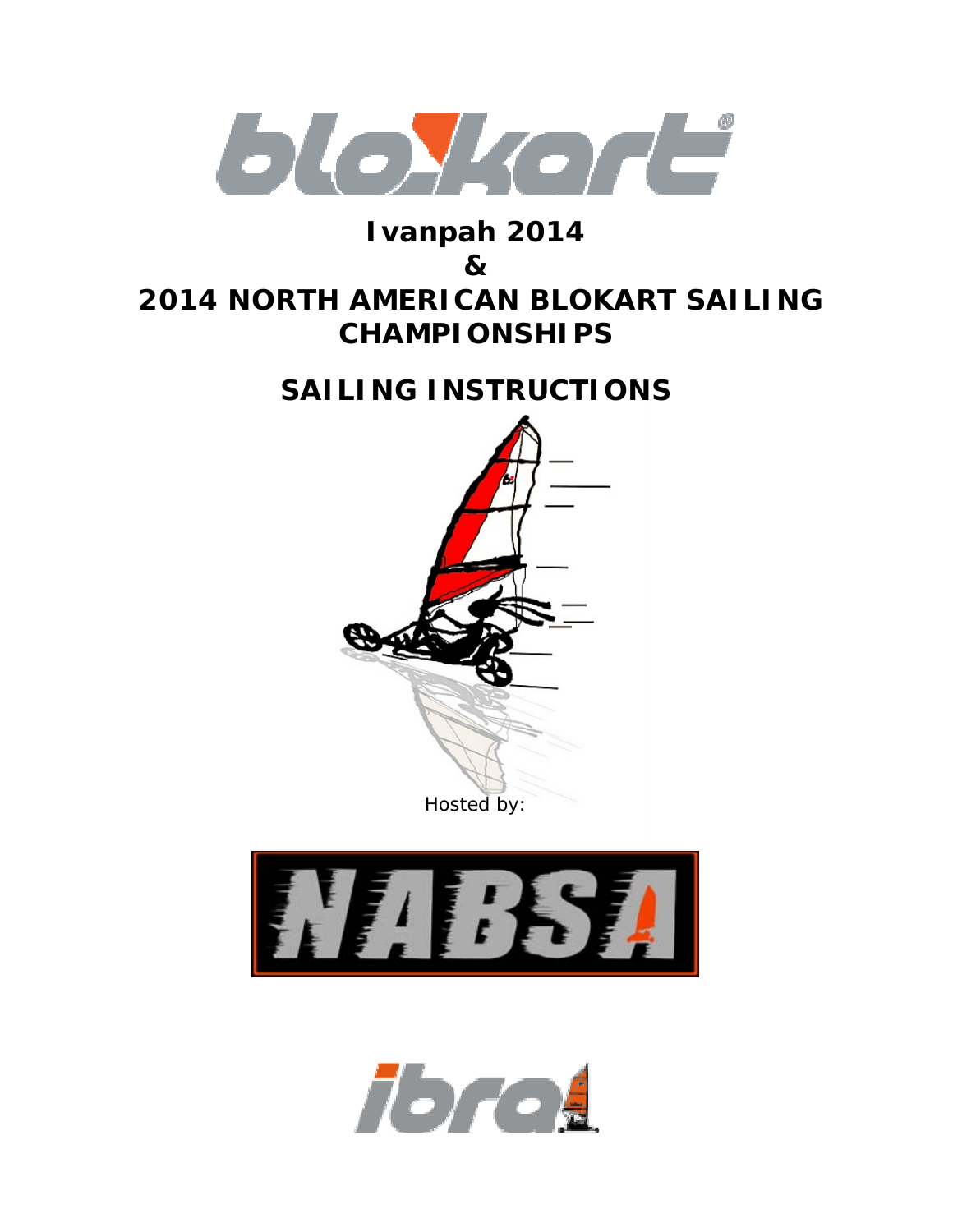# Ivanpah 2014

# &

# 2014 NORTH AMERICAN BLOKART SAILING CHAMPIONSHIPS

## SAILING INSTRUCTIONS

Hosted by: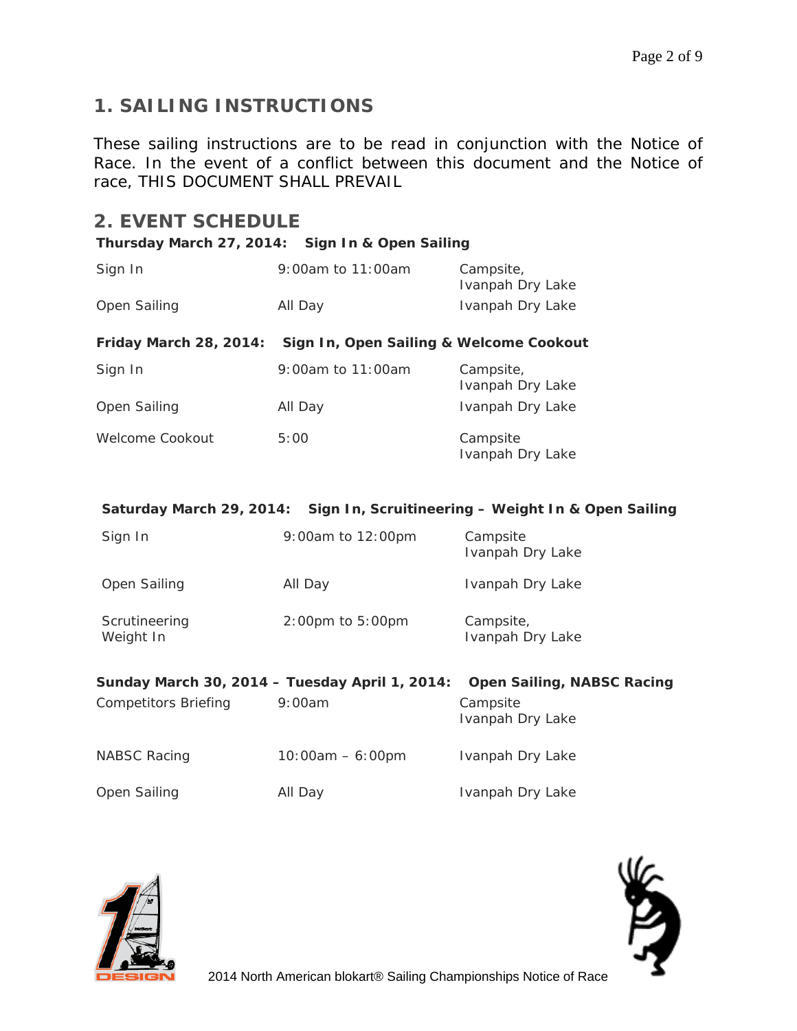## 1. SAILING INSTRUCTIONS

These sailing instructions are to be read in conjunction with the Notice of Race. In the event of a conflict between this document and the Notice of race, THIS DOCUMENT SHALL PREVAIL

## 2. EVENT SCHEDULE

**Thursday March 27, 2014: Sign In & Open Sailing**

| | | |
|---|---|---|
| Sign In | 9:00am to 11:00am | Campsite, Ivanpah Dry Lake |
| Open Sailing | All Day | Ivanpah Dry Lake |

**Friday March 28, 2014: Sign In, Open Sailing & Welcome Cookout**

| | | |
|---|---|---|
| Sign In | 9:00am to 11:00am | Campsite, Ivanpah Dry Lake |
| Open Sailing | All Day | Ivanpah Dry Lake |
| Welcome Cookout | 5:00 | Campsite Ivanpah Dry Lake |

**Saturday March 29, 2014: Sign In, Scruitineering – Weight In & Open Sailing**

| | | |
|---|---|---|
| Sign In | 9:00am to 12:00pm | Campsite Ivanpah Dry Lake |
| Open Sailing | All Day | Ivanpah Dry Lake |
| Scrutineering Weight In | 2:00pm to 5:00pm | Campsite, Ivanpah Dry Lake |

**Sunday March 30, 2014 – Tuesday April 1, 2014: Open Sailing, NABSC Racing**

| | | |
|---|---|---|
| Competitors Briefing | 9:00am | Campsite Ivanpah Dry Lake |
| NABSC Racing | 10:00am – 6:00pm | Ivanpah Dry Lake |
| Open Sailing | All Day | Ivanpah Dry Lake |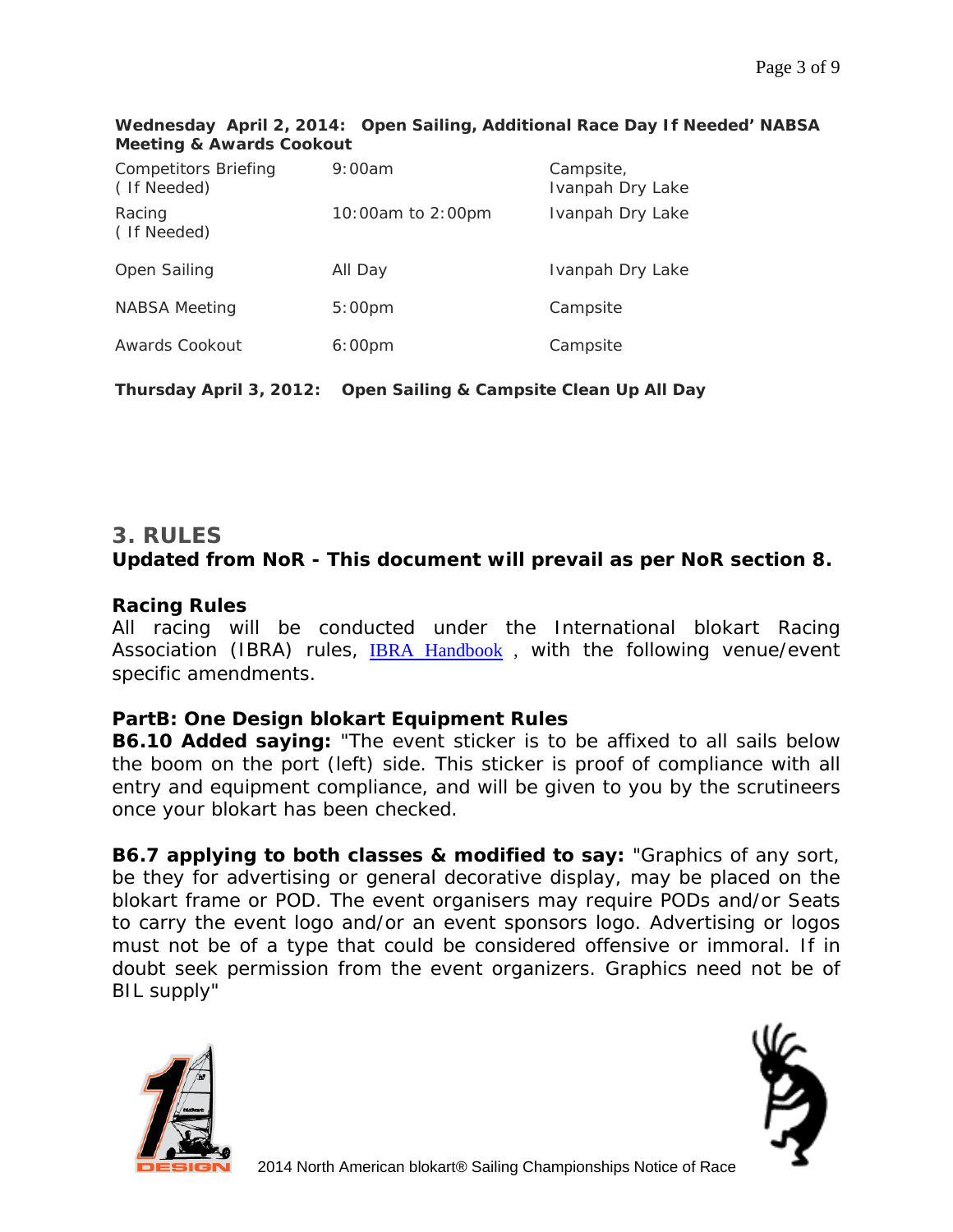**Wednesday April 2, 2014: Open Sailing, Additional Race Day If Needed' NABSA Meeting & Awards Cookout**

| | | |
|---|---|---|
| Competitors Briefing ( If Needed) | 9:00am | Campsite, Ivanpah Dry Lake |
| Racing ( If Needed) | 10:00am to 2:00pm | Ivanpah Dry Lake |
| Open Sailing | All Day | Ivanpah Dry Lake |
| NABSA Meeting | 5:00pm | Campsite |
| Awards Cookout | 6:00pm | Campsite |

**Thursday April 3, 2012: Open Sailing & Campsite Clean Up All Day**

## 3. RULES

**Updated from NoR - This document will prevail as per NoR section 8.**

**Racing Rules**

All racing will be conducted under the International blokart Racing Association (IBRA) rules, IBRA Handbook , with the following venue/event specific amendments.

**PartB: One Design blokart Equipment Rules**

**B6.10 Added saying:** "The event sticker is to be affixed to all sails below the boom on the port (left) side. This sticker is proof of compliance with all entry and equipment compliance, and will be given to you by the scrutineers once your blokart has been checked.

**B6.7 applying to both classes & modified to say:** "Graphics of any sort, be they for advertising or general decorative display, may be placed on the blokart frame or POD. The event organisers may require PODs and/or Seats to carry the event logo and/or an event sponsors logo. Advertising or logos must not be of a type that could be considered offensive or immoral. If in doubt seek permission from the event organizers. Graphics need not be of BIL supply"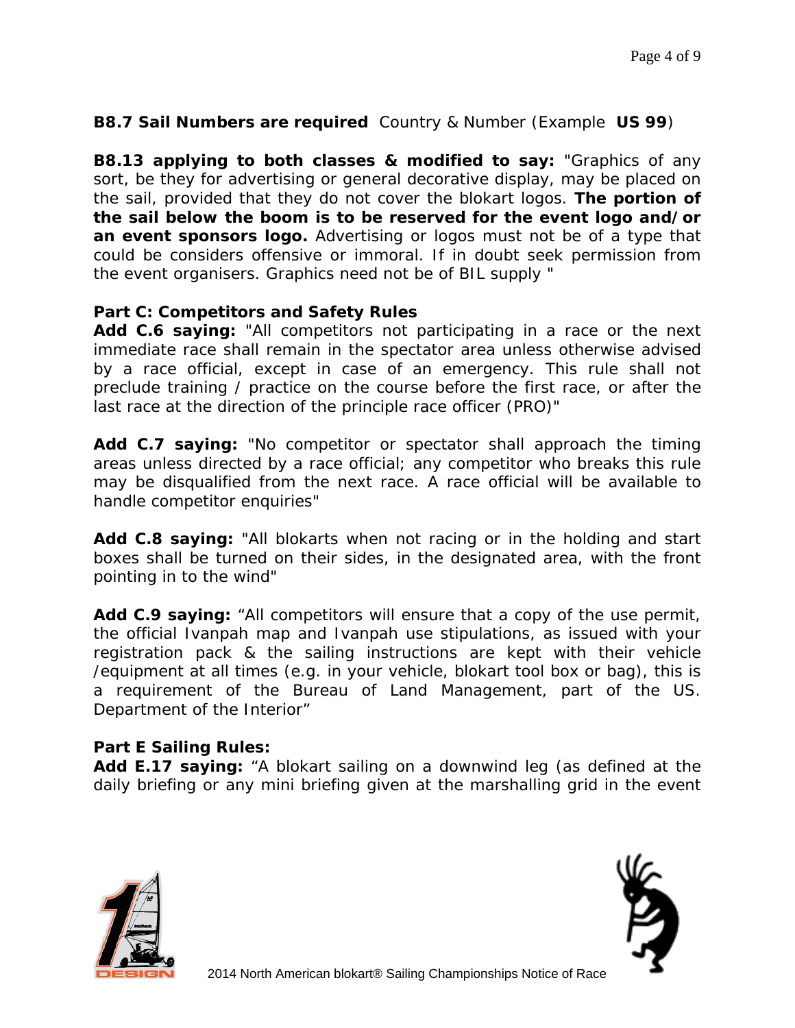**B8.7 Sail Numbers are required** Country & Number (Example **US 99**)

**B8.13 applying to both classes & modified to say:** "Graphics of any sort, be they for advertising or general decorative display, may be placed on the sail, provided that they do not cover the blokart logos. **The portion of the sail below the boom is to be reserved for the event logo and/or an event sponsors logo.** Advertising or logos must not be of a type that could be considers offensive or immoral. If in doubt seek permission from the event organisers. Graphics need not be of BIL supply "

**Part C: Competitors and Safety Rules**

**Add C.6 saying:** "All competitors not participating in a race or the next immediate race shall remain in the spectator area unless otherwise advised by a race official, except in case of an emergency. This rule shall not preclude training / practice on the course before the first race, or after the last race at the direction of the principle race officer (PRO)"

**Add C.7 saying:** "No competitor or spectator shall approach the timing areas unless directed by a race official; any competitor who breaks this rule may be disqualified from the next race. A race official will be available to handle competitor enquiries"

**Add C.8 saying:** "All blokarts when not racing or in the holding and start boxes shall be turned on their sides, in the designated area, with the front pointing in to the wind"

**Add C.9 saying:** "All competitors will ensure that a copy of the use permit, the official Ivanpah map and Ivanpah use stipulations, as issued with your registration pack & the sailing instructions are kept with their vehicle /equipment at all times (e.g. in your vehicle, blokart tool box or bag), this is a requirement of the Bureau of Land Management, part of the US. Department of the Interior"

**Part E Sailing Rules:**

**Add E.17 saying:** "A blokart sailing on a downwind leg (as defined at the daily briefing or any mini briefing given at the marshalling grid in the event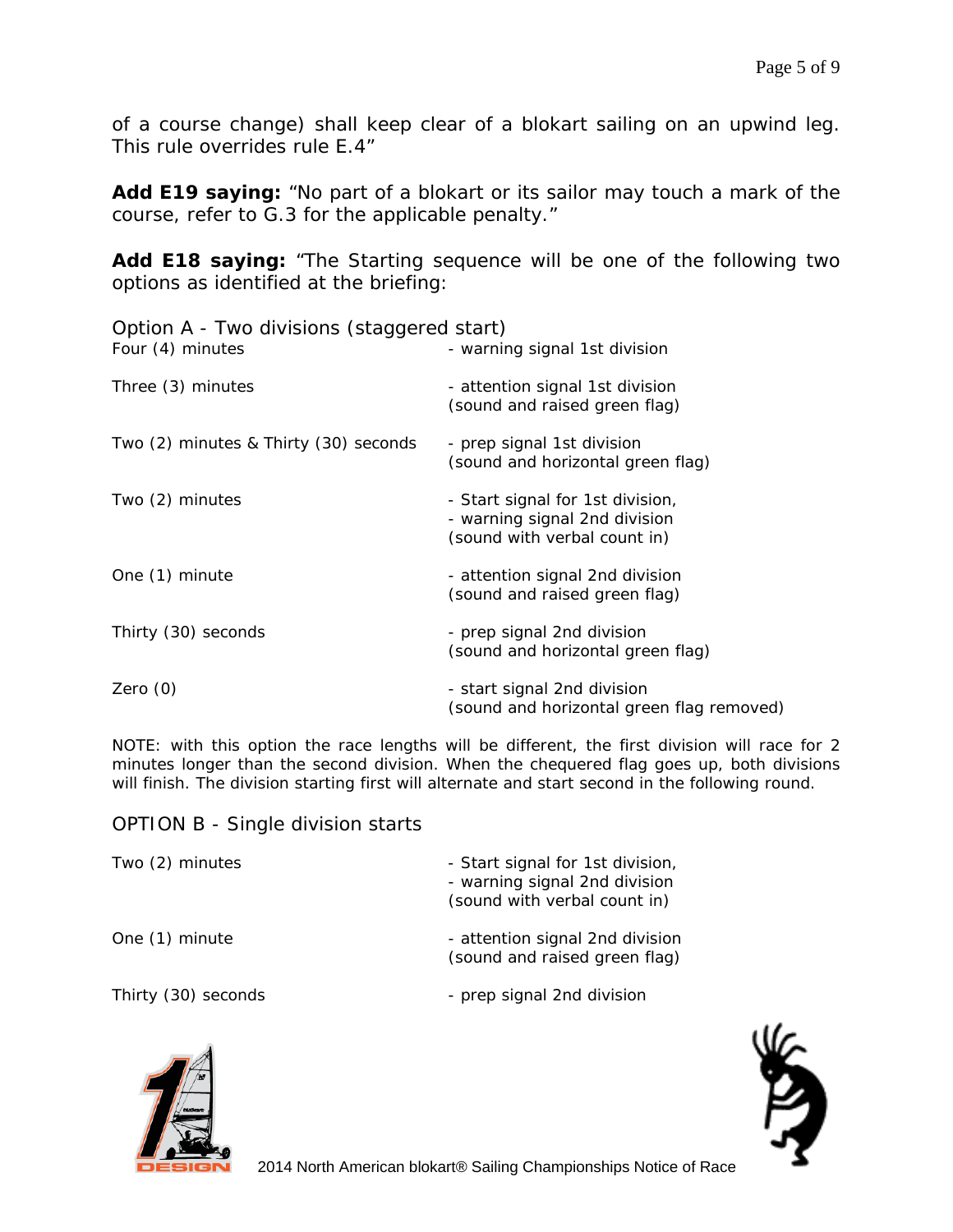of a course change) shall keep clear of a blokart sailing on an upwind leg. This rule overrides rule E.4"

**Add E19 saying:** "No part of a blokart or its sailor may touch a mark of the course, refer to G.3 for the applicable penalty."

**Add E18 saying:** "The Starting sequence will be one of the following two options as identified at the briefing:

Option A - Two divisions (staggered start)

| | |
|---|---|
| Four (4) minutes | - warning signal 1st division |
| Three (3) minutes | - attention signal 1st division (sound and raised green flag) |
| Two (2) minutes & Thirty (30) seconds | - prep signal 1st division (sound and horizontal green flag) |
| Two (2) minutes | - Start signal for 1st division, - warning signal 2nd division (sound with verbal count in) |
| One (1) minute | - attention signal 2nd division (sound and raised green flag) |
| Thirty (30) seconds | - prep signal 2nd division (sound and horizontal green flag) |
| Zero (0) | - start signal 2nd division (sound and horizontal green flag removed) |

NOTE: with this option the race lengths will be different, the first division will race for 2 minutes longer than the second division. When the chequered flag goes up, both divisions will finish. The division starting first will alternate and start second in the following round.

OPTION B - Single division starts

| | |
|---|---|
| Two (2) minutes | - Start signal for 1st division, - warning signal 2nd division (sound with verbal count in) |
| One (1) minute | - attention signal 2nd division (sound and raised green flag) |
| Thirty (30) seconds | - prep signal 2nd division |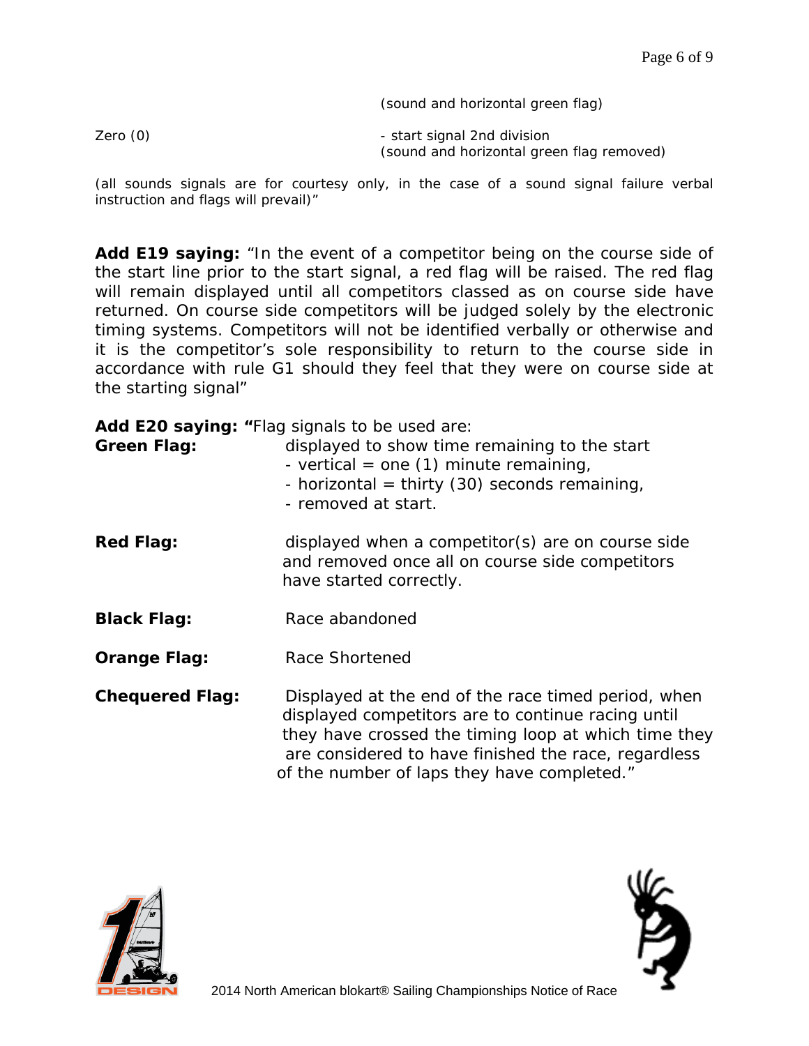(sound and horizontal green flag)

Zero (0) - start signal 2nd division (sound and horizontal green flag removed)

(all sounds signals are for courtesy only, in the case of a sound signal failure verbal instruction and flags will prevail)"

**Add E19 saying:** "In the event of a competitor being on the course side of the start line prior to the start signal, a red flag will be raised. The red flag will remain displayed until all competitors classed as on course side have returned. On course side competitors will be judged solely by the electronic timing systems. Competitors will not be identified verbally or otherwise and it is the competitor's sole responsibility to return to the course side in accordance with rule G1 should they feel that they were on course side at the starting signal"

**Add E20 saying: "**Flag signals to be used are:

**Green Flag:** displayed to show time remaining to the start
- vertical = one (1) minute remaining,
- horizontal = thirty (30) seconds remaining,
- removed at start.

**Red Flag:** displayed when a competitor(s) are on course side and removed once all on course side competitors have started correctly.

**Black Flag:** Race abandoned

**Orange Flag:** Race Shortened

**Chequered Flag:** Displayed at the end of the race timed period, when displayed competitors are to continue racing until they have crossed the timing loop at which time they are considered to have finished the race, regardless of the number of laps they have completed."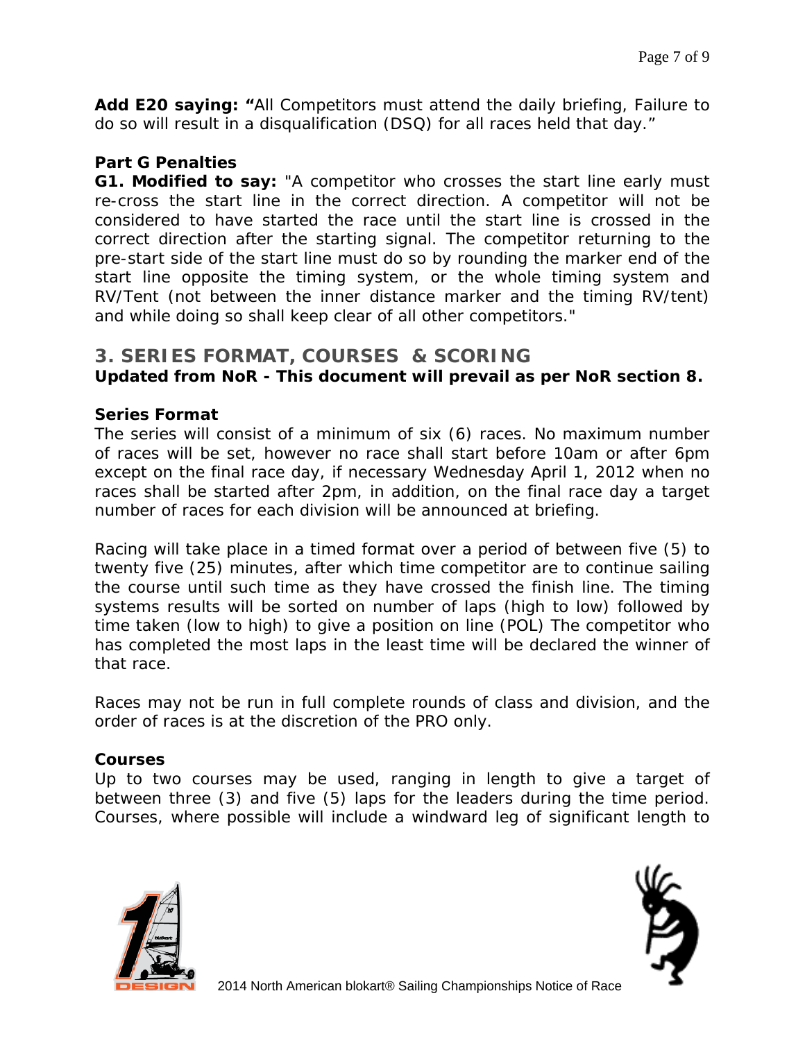**Add E20 saying: "**All Competitors must attend the daily briefing, Failure to do so will result in a disqualification (DSQ) for all races held that day."

**Part G Penalties**

**G1. Modified to say:** "A competitor who crosses the start line early must re-cross the start line in the correct direction. A competitor will not be considered to have started the race until the start line is crossed in the correct direction after the starting signal. The competitor returning to the pre-start side of the start line must do so by rounding the marker end of the start line opposite the timing system, or the whole timing system and RV/Tent (not between the inner distance marker and the timing RV/tent) and while doing so shall keep clear of all other competitors."

## 3. SERIES FORMAT, COURSES & SCORING

**Updated from NoR - This document will prevail as per NoR section 8.**

**Series Format**

The series will consist of a minimum of six (6) races. No maximum number of races will be set, however no race shall start before 10am or after 6pm except on the final race day, if necessary Wednesday April 1, 2012 when no races shall be started after 2pm, in addition, on the final race day a target number of races for each division will be announced at briefing.

Racing will take place in a timed format over a period of between five (5) to twenty five (25) minutes, after which time competitor are to continue sailing the course until such time as they have crossed the finish line. The timing systems results will be sorted on number of laps (high to low) followed by time taken (low to high) to give a position on line (POL) The competitor who has completed the most laps in the least time will be declared the winner of that race.

Races may not be run in full complete rounds of class and division, and the order of races is at the discretion of the PRO only.

**Courses**

Up to two courses may be used, ranging in length to give a target of between three (3) and five (5) laps for the leaders during the time period. Courses, where possible will include a windward leg of significant length to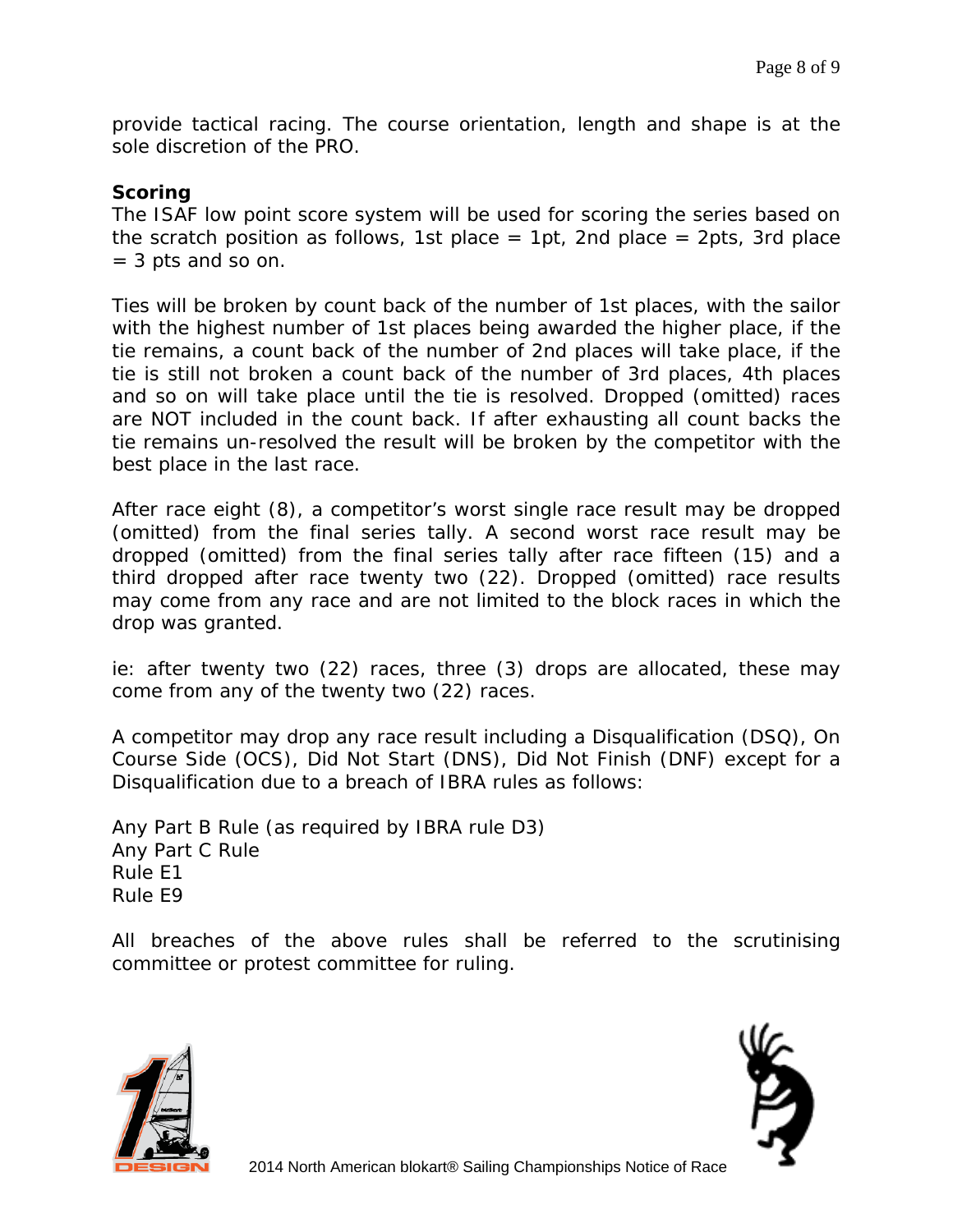provide tactical racing. The course orientation, length and shape is at the sole discretion of the PRO.

**Scoring**

The ISAF low point score system will be used for scoring the series based on the scratch position as follows, 1st place = 1pt, 2nd place = 2pts, 3rd place = 3 pts and so on.

Ties will be broken by count back of the number of 1st places, with the sailor with the highest number of 1st places being awarded the higher place, if the tie remains, a count back of the number of 2nd places will take place, if the tie is still not broken a count back of the number of 3rd places, 4th places and so on will take place until the tie is resolved. Dropped (omitted) races are NOT included in the count back. If after exhausting all count backs the tie remains un-resolved the result will be broken by the competitor with the best place in the last race.

After race eight (8), a competitor's worst single race result may be dropped (omitted) from the final series tally. A second worst race result may be dropped (omitted) from the final series tally after race fifteen (15) and a third dropped after race twenty two (22). Dropped (omitted) race results may come from any race and are not limited to the block races in which the drop was granted.

ie: after twenty two (22) races, three (3) drops are allocated, these may come from any of the twenty two (22) races.

A competitor may drop any race result including a Disqualification (DSQ), On Course Side (OCS), Did Not Start (DNS), Did Not Finish (DNF) except for a Disqualification due to a breach of IBRA rules as follows:

Any Part B Rule (as required by IBRA rule D3)
Any Part C Rule
Rule E1
Rule E9

All breaches of the above rules shall be referred to the scrutinising committee or protest committee for ruling.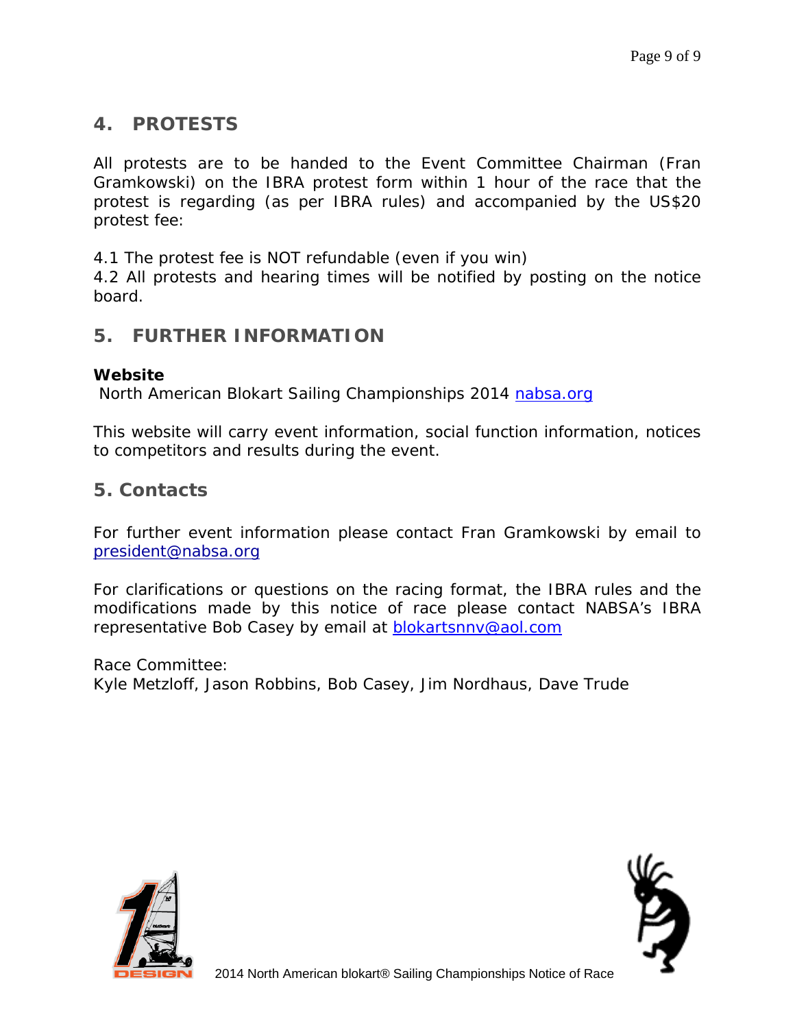## 4. PROTESTS

All protests are to be handed to the Event Committee Chairman (Fran Gramkowski) on the IBRA protest form within 1 hour of the race that the protest is regarding (as per IBRA rules) and accompanied by the US$20 protest fee:

4.1 The protest fee is NOT refundable (even if you win)
4.2 All protests and hearing times will be notified by posting on the notice board.

## 5. FURTHER INFORMATION

**Website**
North American Blokart Sailing Championships 2014 nabsa.org

This website will carry event information, social function information, notices to competitors and results during the event.

## 5. Contacts

For further event information please contact Fran Gramkowski by email to president@nabsa.org

For clarifications or questions on the racing format, the IBRA rules and the modifications made by this notice of race please contact NABSA's IBRA representative Bob Casey by email at blokartsnnv@aol.com

Race Committee:
Kyle Metzloff, Jason Robbins, Bob Casey, Jim Nordhaus, Dave Trude